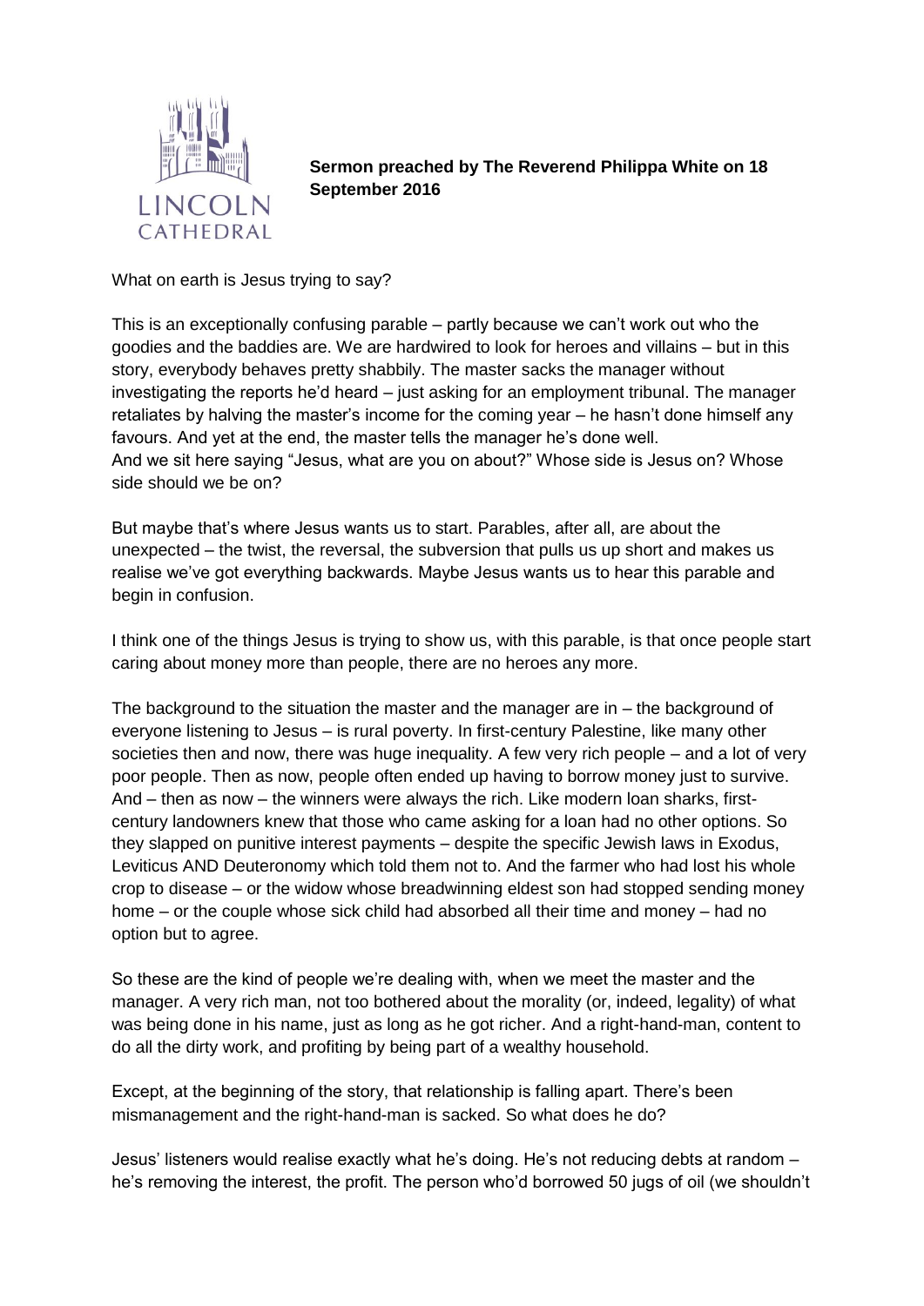**Sermon preached by The Reverend Philippa White on 18 September 2016**

What on earth is Jesus trying to say?

This is an exceptionally confusing parable – partly because we can't work out who the goodies and the baddies are. We are hardwired to look for heroes and villains – but in this story, everybody behaves pretty shabbily. The master sacks the manager without investigating the reports he'd heard – just asking for an employment tribunal. The manager retaliates by halving the master's income for the coming year – he hasn't done himself any favours. And yet at the end, the master tells the manager he's done well.
And we sit here saying "Jesus, what are you on about?" Whose side is Jesus on? Whose side should we be on?

But maybe that's where Jesus wants us to start. Parables, after all, are about the unexpected – the twist, the reversal, the subversion that pulls us up short and makes us realise we've got everything backwards. Maybe Jesus wants us to hear this parable and begin in confusion.

I think one of the things Jesus is trying to show us, with this parable, is that once people start caring about money more than people, there are no heroes any more.

The background to the situation the master and the manager are in – the background of everyone listening to Jesus – is rural poverty. In first-century Palestine, like many other societies then and now, there was huge inequality. A few very rich people – and a lot of very poor people. Then as now, people often ended up having to borrow money just to survive. And – then as now – the winners were always the rich. Like modern loan sharks, first-century landowners knew that those who came asking for a loan had no other options. So they slapped on punitive interest payments – despite the specific Jewish laws in Exodus, Leviticus AND Deuteronomy which told them not to. And the farmer who had lost his whole crop to disease – or the widow whose breadwinning eldest son had stopped sending money home – or the couple whose sick child had absorbed all their time and money – had no option but to agree.

So these are the kind of people we're dealing with, when we meet the master and the manager. A very rich man, not too bothered about the morality (or, indeed, legality) of what was being done in his name, just as long as he got richer. And a right-hand-man, content to do all the dirty work, and profiting by being part of a wealthy household.

Except, at the beginning of the story, that relationship is falling apart. There's been mismanagement and the right-hand-man is sacked. So what does he do?

Jesus' listeners would realise exactly what he's doing. He's not reducing debts at random – he's removing the interest, the profit. The person who'd borrowed 50 jugs of oil (we shouldn't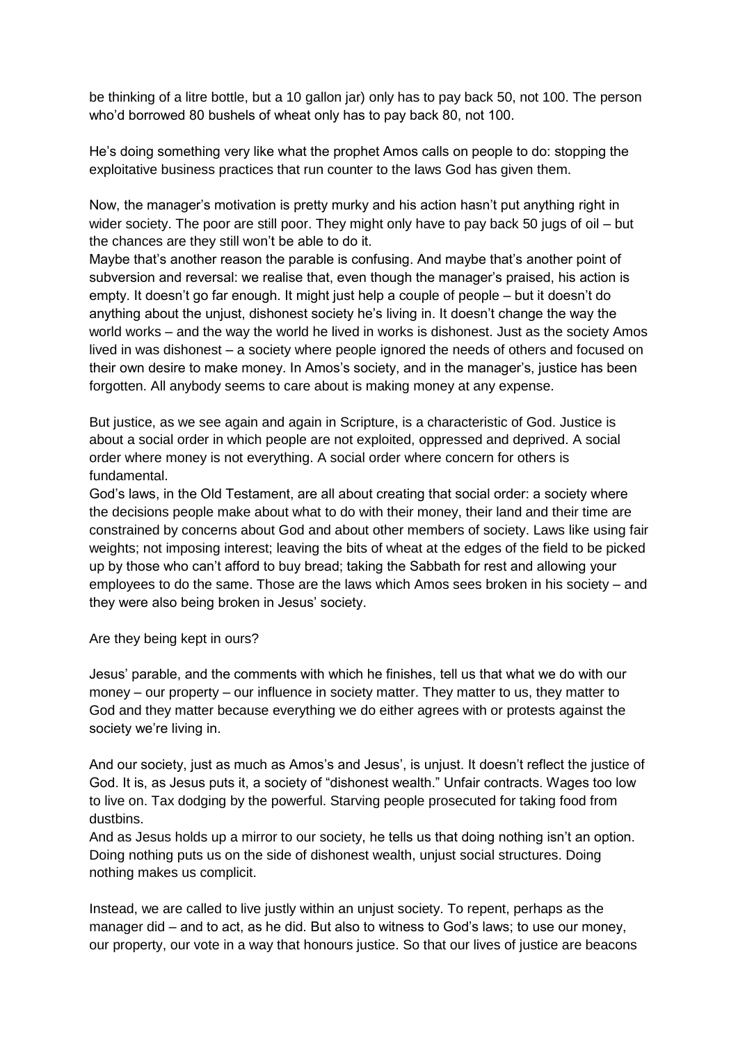be thinking of a litre bottle, but a 10 gallon jar) only has to pay back 50, not 100. The person who'd borrowed 80 bushels of wheat only has to pay back 80, not 100.

He's doing something very like what the prophet Amos calls on people to do: stopping the exploitative business practices that run counter to the laws God has given them.

Now, the manager's motivation is pretty murky and his action hasn't put anything right in wider society. The poor are still poor. They might only have to pay back 50 jugs of oil – but the chances are they still won't be able to do it.
Maybe that's another reason the parable is confusing. And maybe that's another point of subversion and reversal: we realise that, even though the manager's praised, his action is empty. It doesn't go far enough. It might just help a couple of people – but it doesn't do anything about the unjust, dishonest society he's living in. It doesn't change the way the world works – and the way the world he lived in works is dishonest. Just as the society Amos lived in was dishonest – a society where people ignored the needs of others and focused on their own desire to make money. In Amos's society, and in the manager's, justice has been forgotten. All anybody seems to care about is making money at any expense.

But justice, as we see again and again in Scripture, is a characteristic of God. Justice is about a social order in which people are not exploited, oppressed and deprived. A social order where money is not everything. A social order where concern for others is fundamental.
God's laws, in the Old Testament, are all about creating that social order: a society where the decisions people make about what to do with their money, their land and their time are constrained by concerns about God and about other members of society. Laws like using fair weights; not imposing interest; leaving the bits of wheat at the edges of the field to be picked up by those who can't afford to buy bread; taking the Sabbath for rest and allowing your employees to do the same. Those are the laws which Amos sees broken in his society – and they were also being broken in Jesus' society.

Are they being kept in ours?

Jesus' parable, and the comments with which he finishes, tell us that what we do with our money – our property – our influence in society matter. They matter to us, they matter to God and they matter because everything we do either agrees with or protests against the society we're living in.

And our society, just as much as Amos's and Jesus', is unjust. It doesn't reflect the justice of God. It is, as Jesus puts it, a society of "dishonest wealth." Unfair contracts. Wages too low to live on. Tax dodging by the powerful. Starving people prosecuted for taking food from dustbins.
And as Jesus holds up a mirror to our society, he tells us that doing nothing isn't an option. Doing nothing puts us on the side of dishonest wealth, unjust social structures. Doing nothing makes us complicit.

Instead, we are called to live justly within an unjust society. To repent, perhaps as the manager did – and to act, as he did. But also to witness to God's laws; to use our money, our property, our vote in a way that honours justice. So that our lives of justice are beacons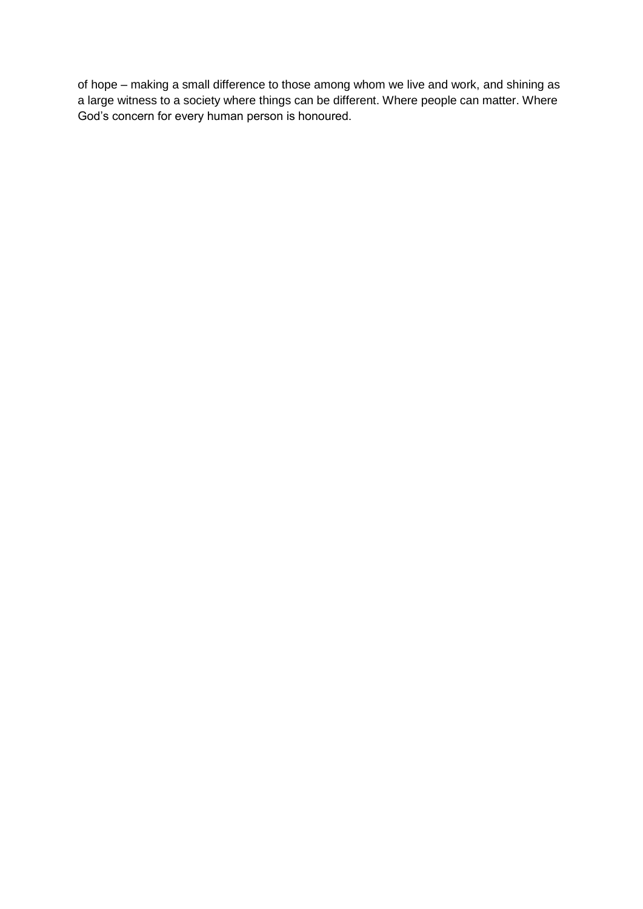of hope – making a small difference to those among whom we live and work, and shining as a large witness to a society where things can be different. Where people can matter. Where God’s concern for every human person is honoured.